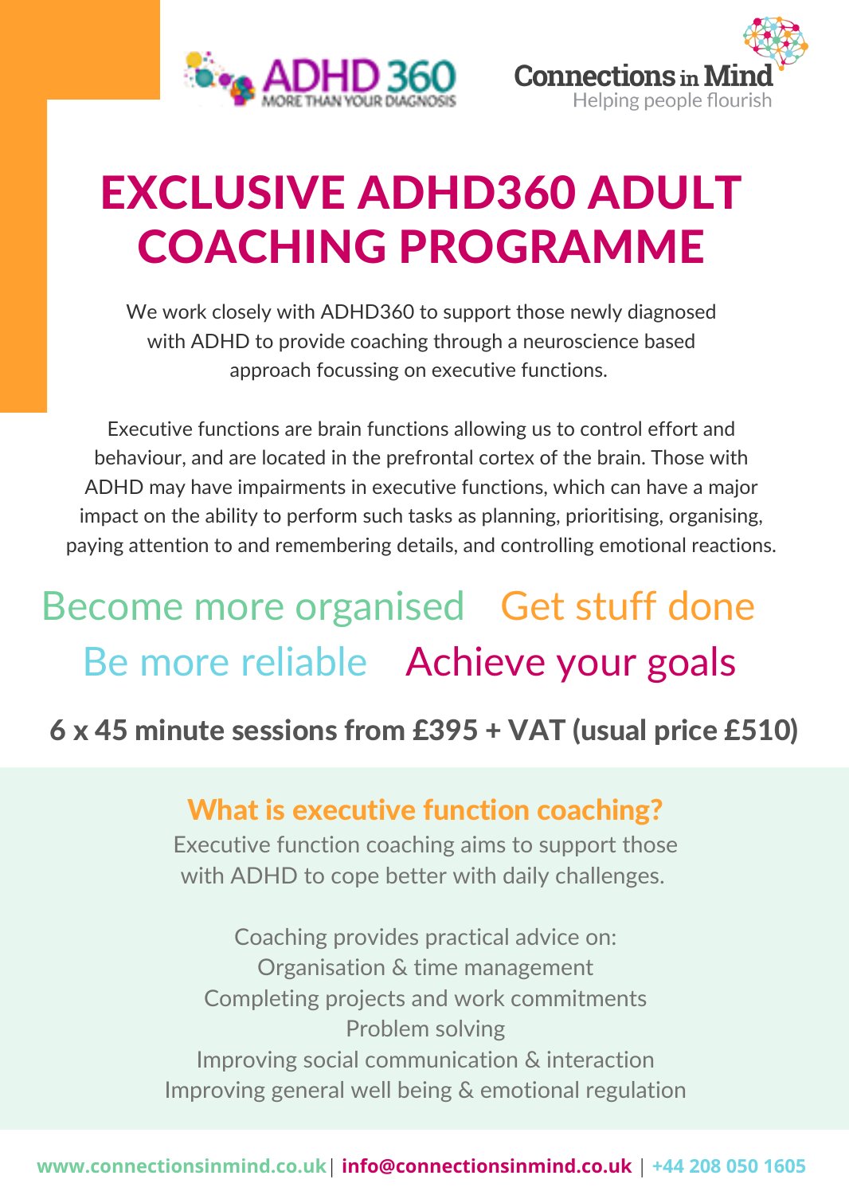ADHD 360 — MORE THAN YOUR DIAGNOSIS

Connections in Mind — Helping people flourish

# EXCLUSIVE ADHD360 ADULT COACHING PROGRAMME

We work closely with ADHD360 to support those newly diagnosed with ADHD to provide coaching through a neuroscience based approach focussing on executive functions.

Executive functions are brain functions allowing us to control effort and behaviour, and are located in the prefrontal cortex of the brain. Those with ADHD may have impairments in executive functions, which can have a major impact on the ability to perform such tasks as planning, prioritising, organising, paying attention to and remembering details, and controlling emotional reactions.

Become more organised Get stuff done

Be more reliable Achieve your goals

**6 x 45 minute sessions from £395 + VAT (usual price £510)**

## What is executive function coaching?

Executive function coaching aims to support those with ADHD to cope better with daily challenges.

Coaching provides practical advice on:

- Organisation & time management
- Completing projects and work commitments
- Problem solving
- Improving social communication & interaction
- Improving general well being & emotional regulation

www.connectionsinmind.co.uk | info@connectionsinmind.co.uk | +44 208 050 1605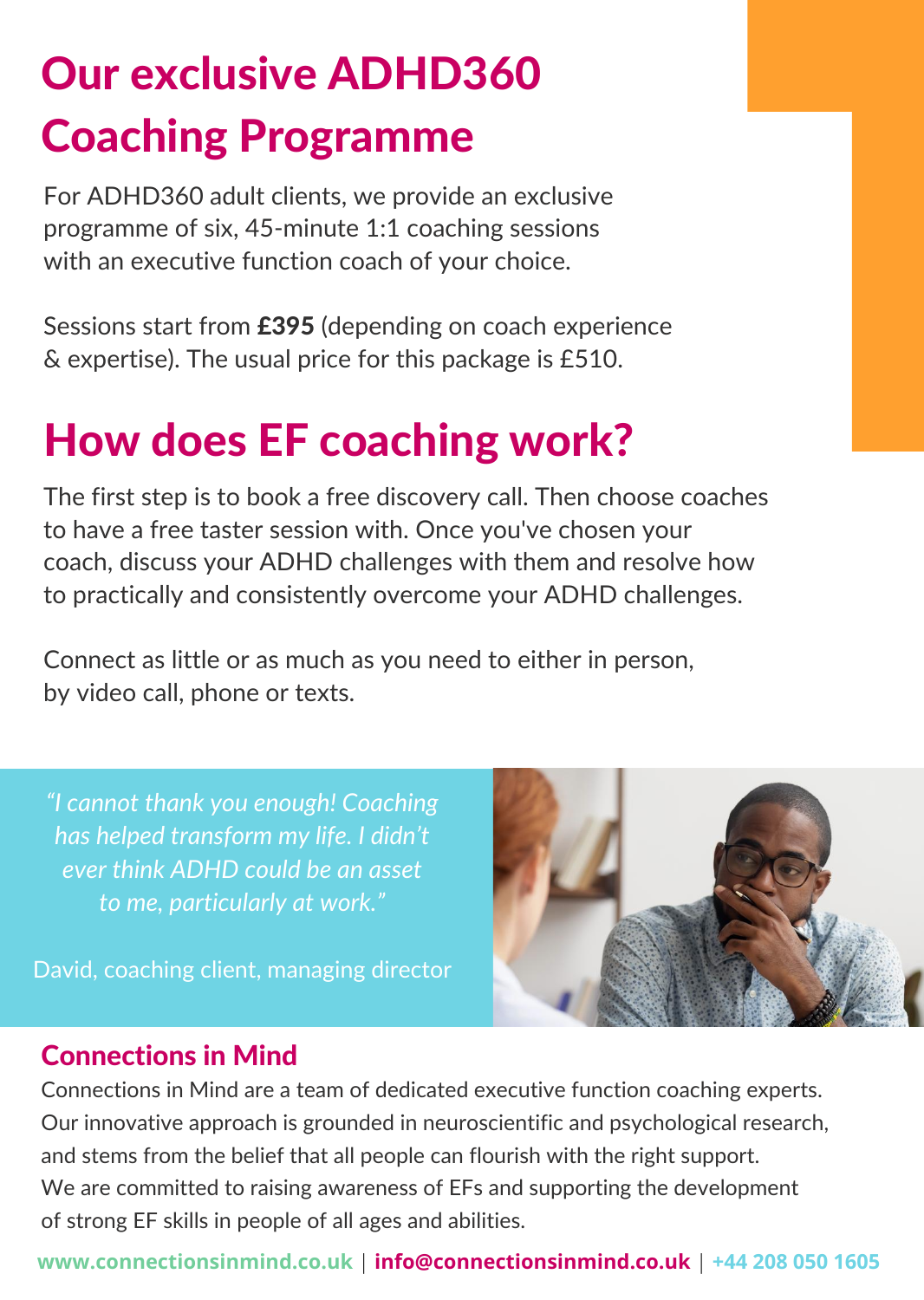# Our exclusive ADHD360 Coaching Programme

For ADHD360 adult clients, we provide an exclusive programme of six, 45-minute 1:1 coaching sessions with an executive function coach of your choice.

Sessions start from **£395** (depending on coach experience & expertise). The usual price for this package is £510.

# How does EF coaching work?

The first step is to book a free discovery call. Then choose coaches to have a free taster session with. Once you've chosen your coach, discuss your ADHD challenges with them and resolve how to practically and consistently overcome your ADHD challenges.

Connect as little or as much as you need to either in person, by video call, phone or texts.

*"I cannot thank you enough! Coaching has helped transform my life. I didn't ever think ADHD could be an asset to me, particularly at work."*

David, coaching client, managing director

## Connections in Mind

Connections in Mind are a team of dedicated executive function coaching experts. Our innovative approach is grounded in neuroscientific and psychological research, and stems from the belief that all people can flourish with the right support. We are committed to raising awareness of EFs and supporting the development of strong EF skills in people of all ages and abilities.

www.connectionsinmind.co.uk | info@connectionsinmind.co.uk | +44 208 050 1605